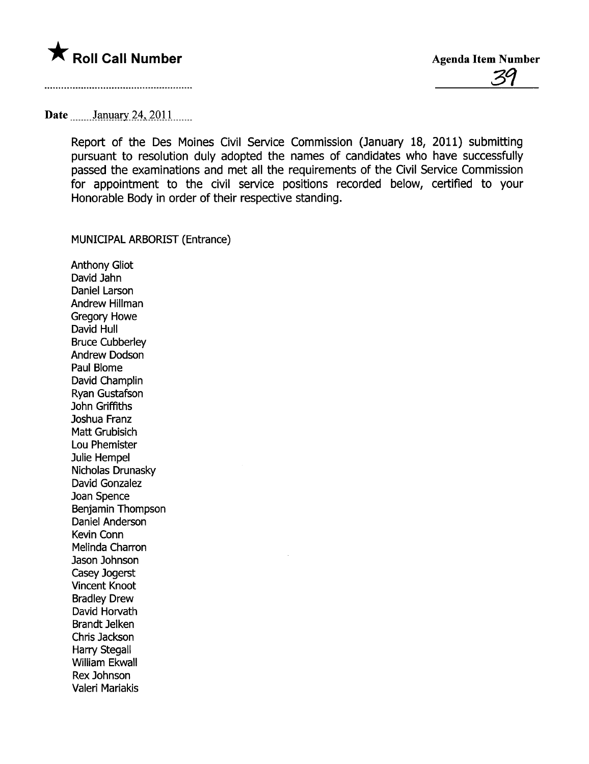**★ Roll Call Number**

**Agenda Item Number**

39

**Date** January 24, 2011

Report of the Des Moines Civil Service Commission (January 18, 2011) submitting pursuant to resolution duly adopted the names of candidates who have successfully passed the examinations and met all the requirements of the Civil Service Commission for appointment to the civil service positions recorded below, certified to your Honorable Body in order of their respective standing.

MUNICIPAL ARBORIST (Entrance)

Anthony Gliot
David Jahn
Daniel Larson
Andrew Hillman
Gregory Howe
David Hull
Bruce Cubberley
Andrew Dodson
Paul Blome
David Champlin
Ryan Gustafson
John Griffiths
Joshua Franz
Matt Grubisich
Lou Phemister
Julie Hempel
Nicholas Drunasky
David Gonzalez
Joan Spence
Benjamin Thompson
Daniel Anderson
Kevin Conn
Melinda Charron
Jason Johnson
Casey Jogerst
Vincent Knoot
Bradley Drew
David Horvath
Brandt Jelken
Chris Jackson
Harry Stegall
William Ekwall
Rex Johnson
Valeri Mariakis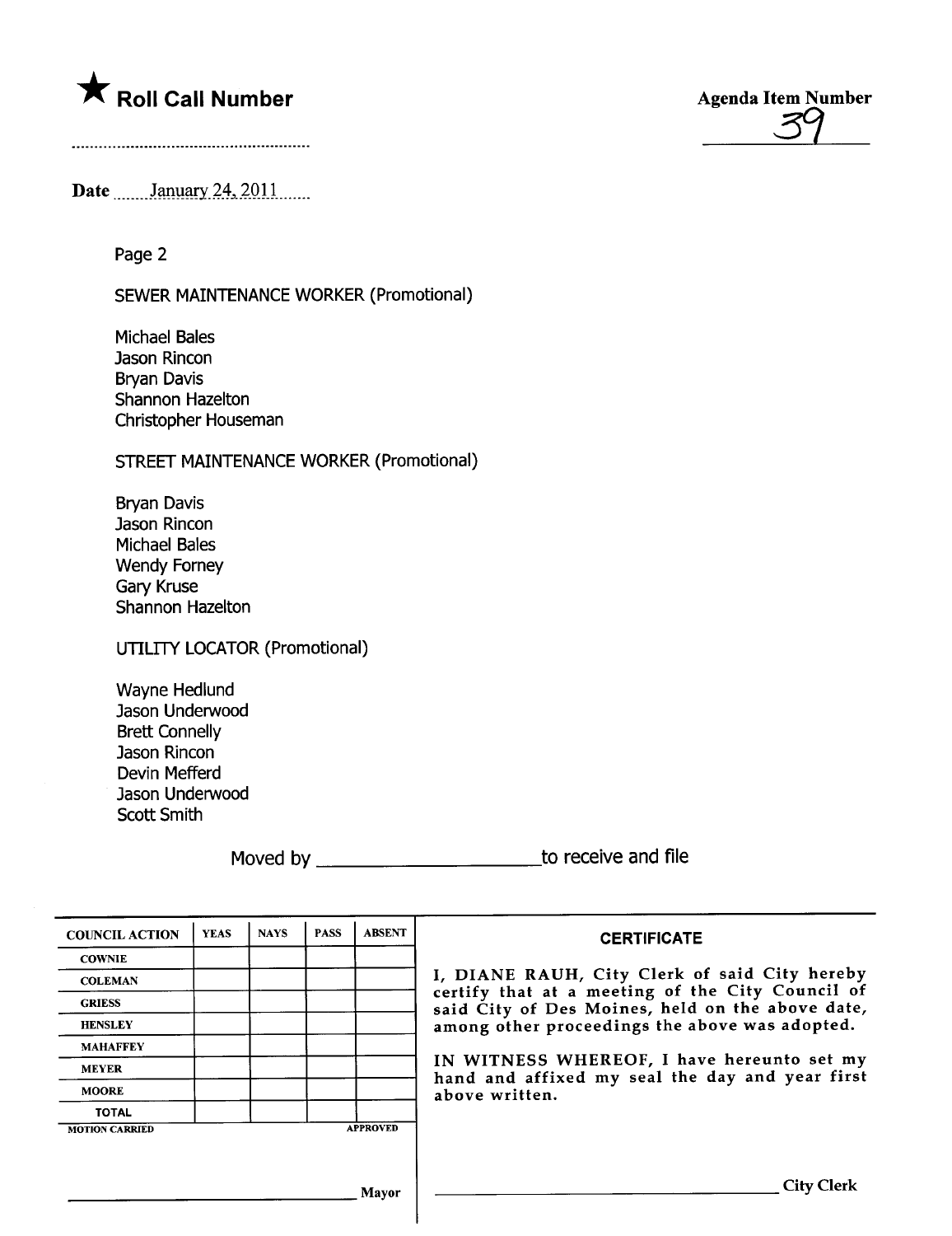★ **Roll Call Number**

..........................................................

**Agenda Item Number**

39

**Date** January 24, 2011

Page 2

SEWER MAINTENANCE WORKER (Promotional)

Michael Bales
Jason Rincon
Bryan Davis
Shannon Hazelton
Christopher Houseman

STREET MAINTENANCE WORKER (Promotional)

Bryan Davis
Jason Rincon
Michael Bales
Wendy Forney
Gary Kruse
Shannon Hazelton

UTILITY LOCATOR (Promotional)

Wayne Hedlund
Jason Underwood
Brett Connelly
Jason Rincon
Devin Mefferd
Jason Underwood
Scott Smith

Moved by ____________________ to receive and file

| COUNCIL ACTION | YEAS | NAYS | PASS | ABSENT |
|---|---|---|---|---|
| COWNIE | | | | |
| COLEMAN | | | | |
| GRIESS | | | | |
| HENSLEY | | | | |
| MAHAFFEY | | | | |
| MEYER | | | | |
| MOORE | | | | |
| TOTAL | | | | |
| MOTION CARRIED | | | | APPROVED |

____________________ Mayor

**CERTIFICATE**

I, DIANE RAUH, City Clerk of said City hereby certify that at a meeting of the City Council of said City of Des Moines, held on the above date, among other proceedings the above was adopted.

IN WITNESS WHEREOF, I have hereunto set my hand and affixed my seal the day and year first above written.

____________________ City Clerk